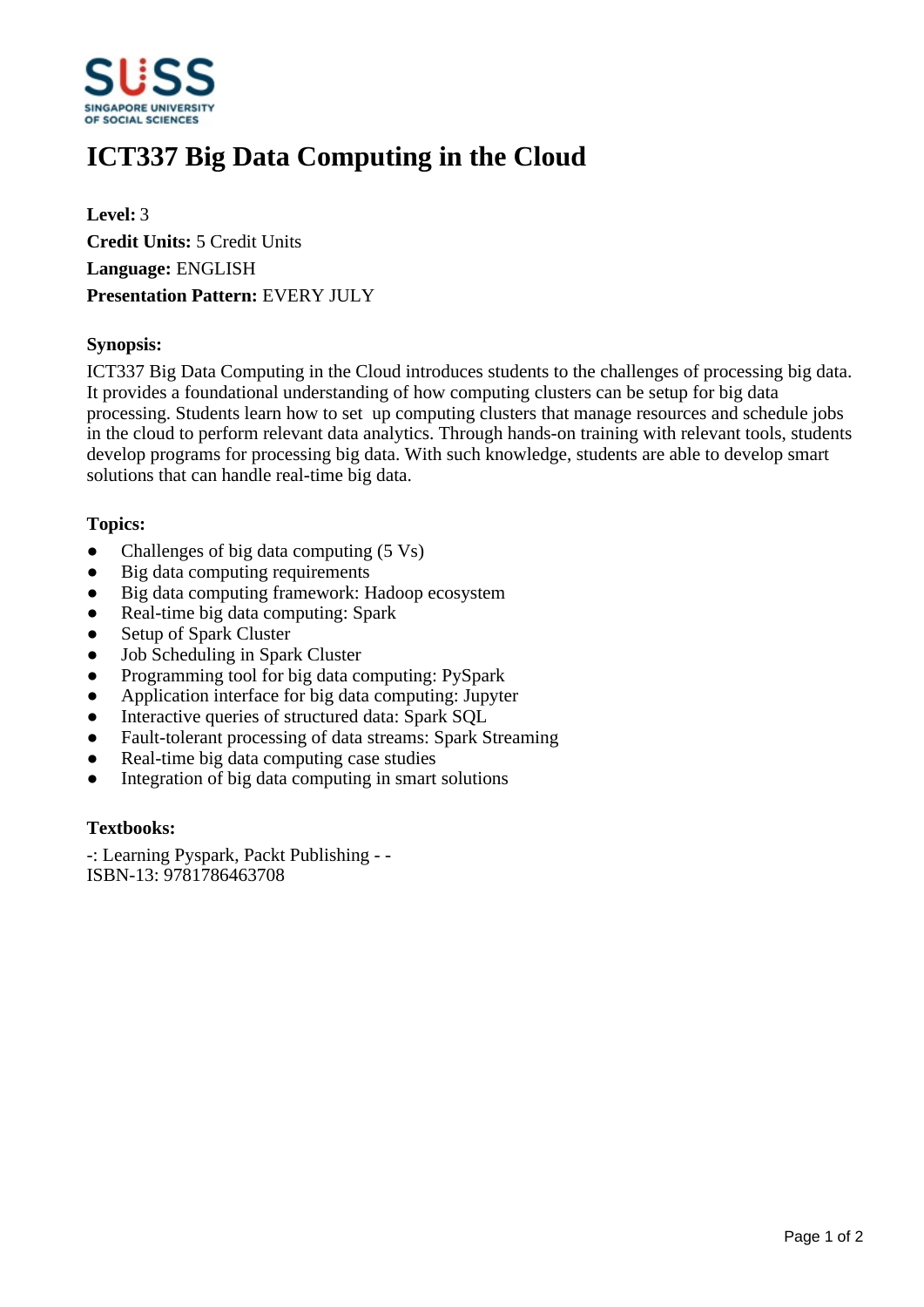# ICT337 Big Data Computing in the Cloud

**Level:** 3
**Credit Units:** 5 Credit Units
**Language:** ENGLISH
**Presentation Pattern:** EVERY JULY

**Synopsis:**

ICT337 Big Data Computing in the Cloud introduces students to the challenges of processing big data. It provides a foundational understanding of how computing clusters can be setup for big data processing. Students learn how to set up computing clusters that manage resources and schedule jobs in the cloud to perform relevant data analytics. Through hands-on training with relevant tools, students develop programs for processing big data. With such knowledge, students are able to develop smart solutions that can handle real-time big data.

**Topics:**

- Challenges of big data computing (5 Vs)
- Big data computing requirements
- Big data computing framework: Hadoop ecosystem
- Real-time big data computing: Spark
- Setup of Spark Cluster
- Job Scheduling in Spark Cluster
- Programming tool for big data computing: PySpark
- Application interface for big data computing: Jupyter
- Interactive queries of structured data: Spark SQL
- Fault-tolerant processing of data streams: Spark Streaming
- Real-time big data computing case studies
- Integration of big data computing in smart solutions

**Textbooks:**

-: Learning Pyspark, Packt Publishing - -
ISBN-13: 9781786463708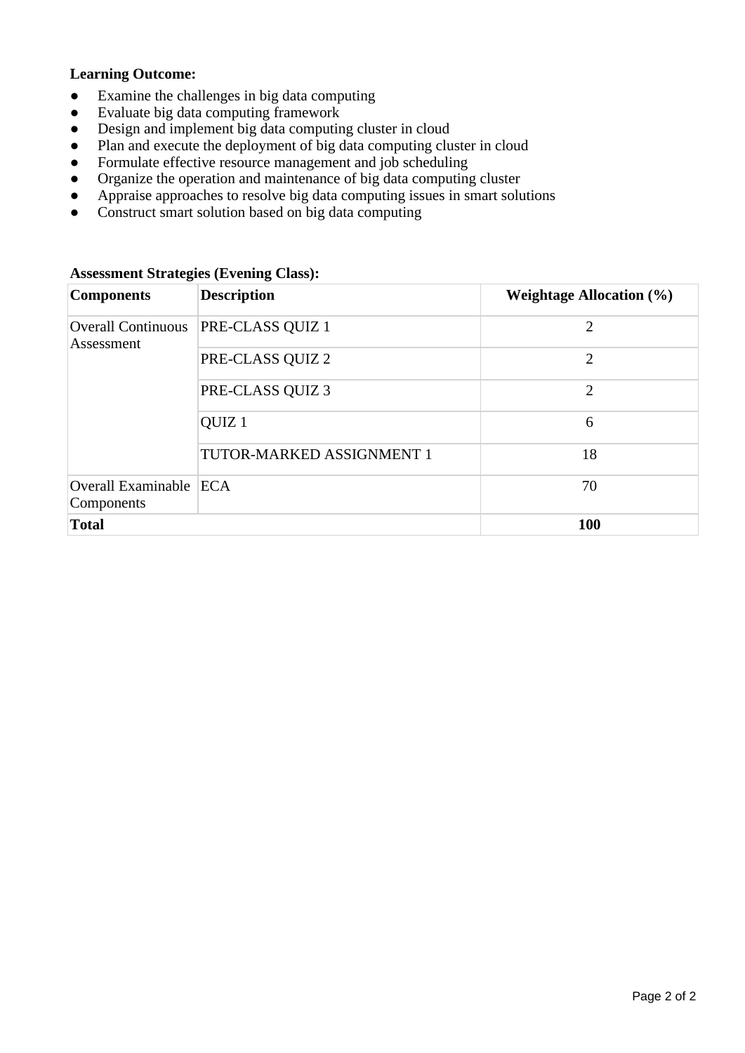**Learning Outcome:**

- Examine the challenges in big data computing
- Evaluate big data computing framework
- Design and implement big data computing cluster in cloud
- Plan and execute the deployment of big data computing cluster in cloud
- Formulate effective resource management and job scheduling
- Organize the operation and maintenance of big data computing cluster
- Appraise approaches to resolve big data computing issues in smart solutions
- Construct smart solution based on big data computing

**Assessment Strategies (Evening Class):**

| Components | Description | Weightage Allocation (%) |
|---|---|---|
| Overall Continuous Assessment | PRE-CLASS QUIZ 1 | 2 |
| | PRE-CLASS QUIZ 2 | 2 |
| | PRE-CLASS QUIZ 3 | 2 |
| | QUIZ 1 | 6 |
| | TUTOR-MARKED ASSIGNMENT 1 | 18 |
| Overall Examinable Components | ECA | 70 |
| **Total** | | **100** |